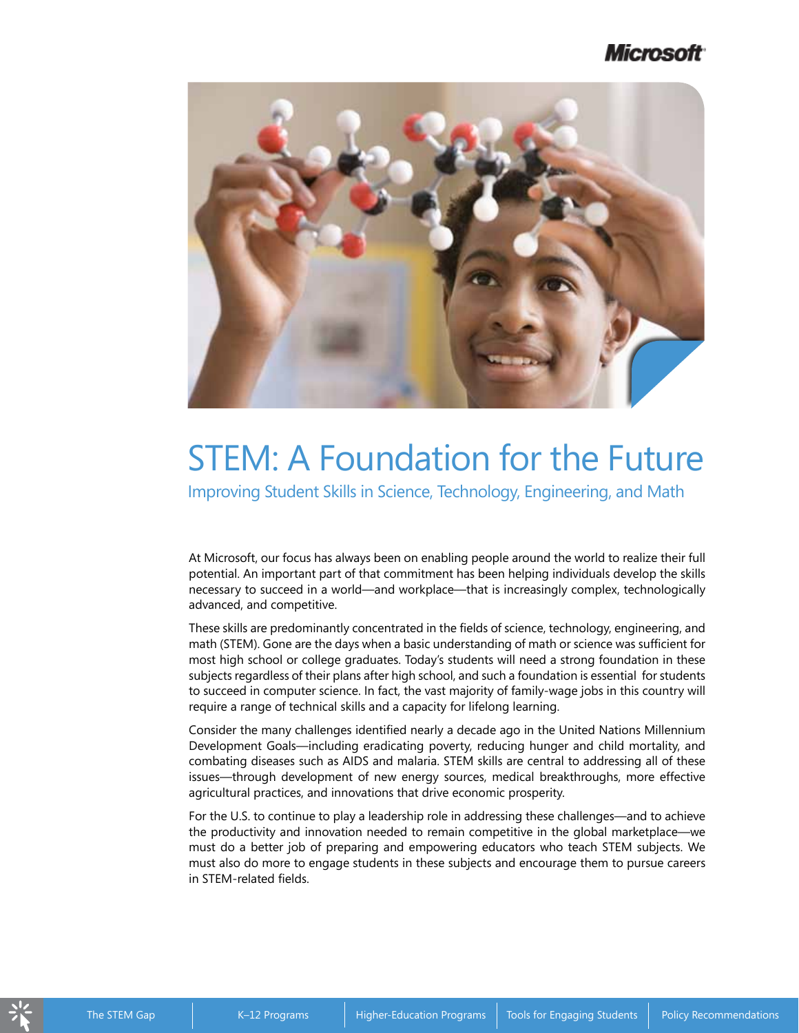Microsoft

# STEM: A Foundation for the Future

## Improving Student Skills in Science, Technology, Engineering, and Math

At Microsoft, our focus has always been on enabling people around the world to realize their full potential. An important part of that commitment has been helping individuals develop the skills necessary to succeed in a world—and workplace—that is increasingly complex, technologically advanced, and competitive.

These skills are predominantly concentrated in the fields of science, technology, engineering, and math (STEM). Gone are the days when a basic understanding of math or science was sufficient for most high school or college graduates. Today's students will need a strong foundation in these subjects regardless of their plans after high school, and such a foundation is essential for students to succeed in computer science. In fact, the vast majority of family-wage jobs in this country will require a range of technical skills and a capacity for lifelong learning.

Consider the many challenges identified nearly a decade ago in the United Nations Millennium Development Goals—including eradicating poverty, reducing hunger and child mortality, and combating diseases such as AIDS and malaria. STEM skills are central to addressing all of these issues—through development of new energy sources, medical breakthroughs, more effective agricultural practices, and innovations that drive economic prosperity.

For the U.S. to continue to play a leadership role in addressing these challenges—and to achieve the productivity and innovation needed to remain competitive in the global marketplace—we must do a better job of preparing and empowering educators who teach STEM subjects. We must also do more to engage students in these subjects and encourage them to pursue careers in STEM-related fields.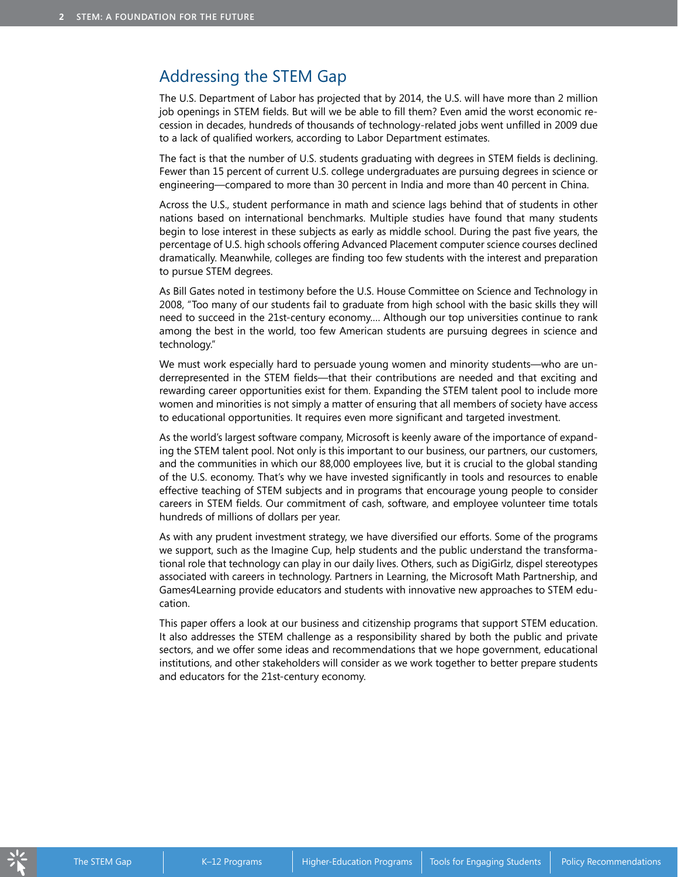## Addressing the STEM Gap

The U.S. Department of Labor has projected that by 2014, the U.S. will have more than 2 million job openings in STEM fields. But will we be able to fill them? Even amid the worst economic recession in decades, hundreds of thousands of technology-related jobs went unfilled in 2009 due to a lack of qualified workers, according to Labor Department estimates.

The fact is that the number of U.S. students graduating with degrees in STEM fields is declining. Fewer than 15 percent of current U.S. college undergraduates are pursuing degrees in science or engineering—compared to more than 30 percent in India and more than 40 percent in China.

Across the U.S., student performance in math and science lags behind that of students in other nations based on international benchmarks. Multiple studies have found that many students begin to lose interest in these subjects as early as middle school. During the past five years, the percentage of U.S. high schools offering Advanced Placement computer science courses declined dramatically. Meanwhile, colleges are finding too few students with the interest and preparation to pursue STEM degrees.

As Bill Gates noted in testimony before the U.S. House Committee on Science and Technology in 2008, "Too many of our students fail to graduate from high school with the basic skills they will need to succeed in the 21st-century economy.... Although our top universities continue to rank among the best in the world, too few American students are pursuing degrees in science and technology."

We must work especially hard to persuade young women and minority students—who are underrepresented in the STEM fields—that their contributions are needed and that exciting and rewarding career opportunities exist for them. Expanding the STEM talent pool to include more women and minorities is not simply a matter of ensuring that all members of society have access to educational opportunities. It requires even more significant and targeted investment.

As the world's largest software company, Microsoft is keenly aware of the importance of expanding the STEM talent pool. Not only is this important to our business, our partners, our customers, and the communities in which our 88,000 employees live, but it is crucial to the global standing of the U.S. economy. That's why we have invested significantly in tools and resources to enable effective teaching of STEM subjects and in programs that encourage young people to consider careers in STEM fields. Our commitment of cash, software, and employee volunteer time totals hundreds of millions of dollars per year.

As with any prudent investment strategy, we have diversified our efforts. Some of the programs we support, such as the Imagine Cup, help students and the public understand the transformational role that technology can play in our daily lives. Others, such as DigiGirlz, dispel stereotypes associated with careers in technology. Partners in Learning, the Microsoft Math Partnership, and Games4Learning provide educators and students with innovative new approaches to STEM education.

This paper offers a look at our business and citizenship programs that support STEM education. It also addresses the STEM challenge as a responsibility shared by both the public and private sectors, and we offer some ideas and recommendations that we hope government, educational institutions, and other stakeholders will consider as we work together to better prepare students and educators for the 21st-century economy.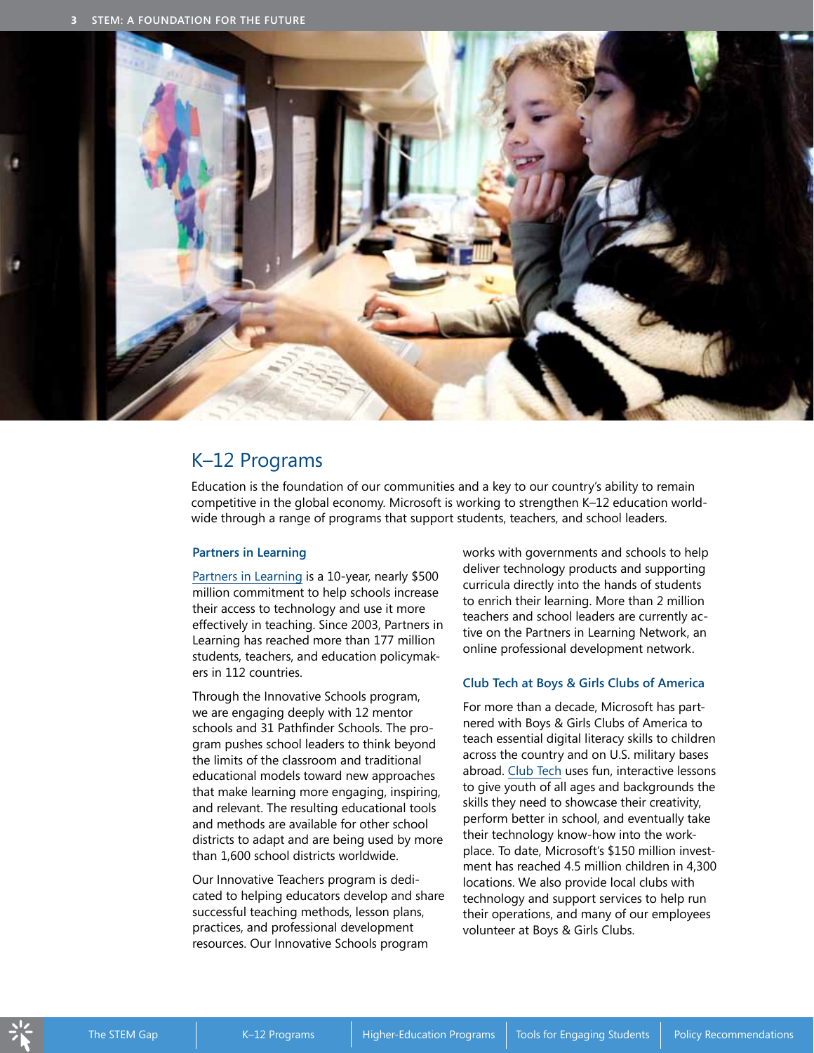## K–12 Programs

Education is the foundation of our communities and a key to our country's ability to remain competitive in the global economy. Microsoft is working to strengthen K–12 education worldwide through a range of programs that support students, teachers, and school leaders.

### Partners in Learning

Partners in Learning is a 10-year, nearly $500 million commitment to help schools increase their access to technology and use it more effectively in teaching. Since 2003, Partners in Learning has reached more than 177 million students, teachers, and education policymakers in 112 countries.

Through the Innovative Schools program, we are engaging deeply with 12 mentor schools and 31 Pathfinder Schools. The program pushes school leaders to think beyond the limits of the classroom and traditional educational models toward new approaches that make learning more engaging, inspiring, and relevant. The resulting educational tools and methods are available for other school districts to adapt and are being used by more than 1,600 school districts worldwide.

Our Innovative Teachers program is dedicated to helping educators develop and share successful teaching methods, lesson plans, practices, and professional development resources. Our Innovative Schools program works with governments and schools to help deliver technology products and supporting curricula directly into the hands of students to enrich their learning. More than 2 million teachers and school leaders are currently active on the Partners in Learning Network, an online professional development network.

### Club Tech at Boys & Girls Clubs of America

For more than a decade, Microsoft has partnered with Boys & Girls Clubs of America to teach essential digital literacy skills to children across the country and on U.S. military bases abroad. Club Tech uses fun, interactive lessons to give youth of all ages and backgrounds the skills they need to showcase their creativity, perform better in school, and eventually take their technology know-how into the workplace. To date, Microsoft's $150 million investment has reached 4.5 million children in 4,300 locations. We also provide local clubs with technology and support services to help run their operations, and many of our employees volunteer at Boys & Girls Clubs.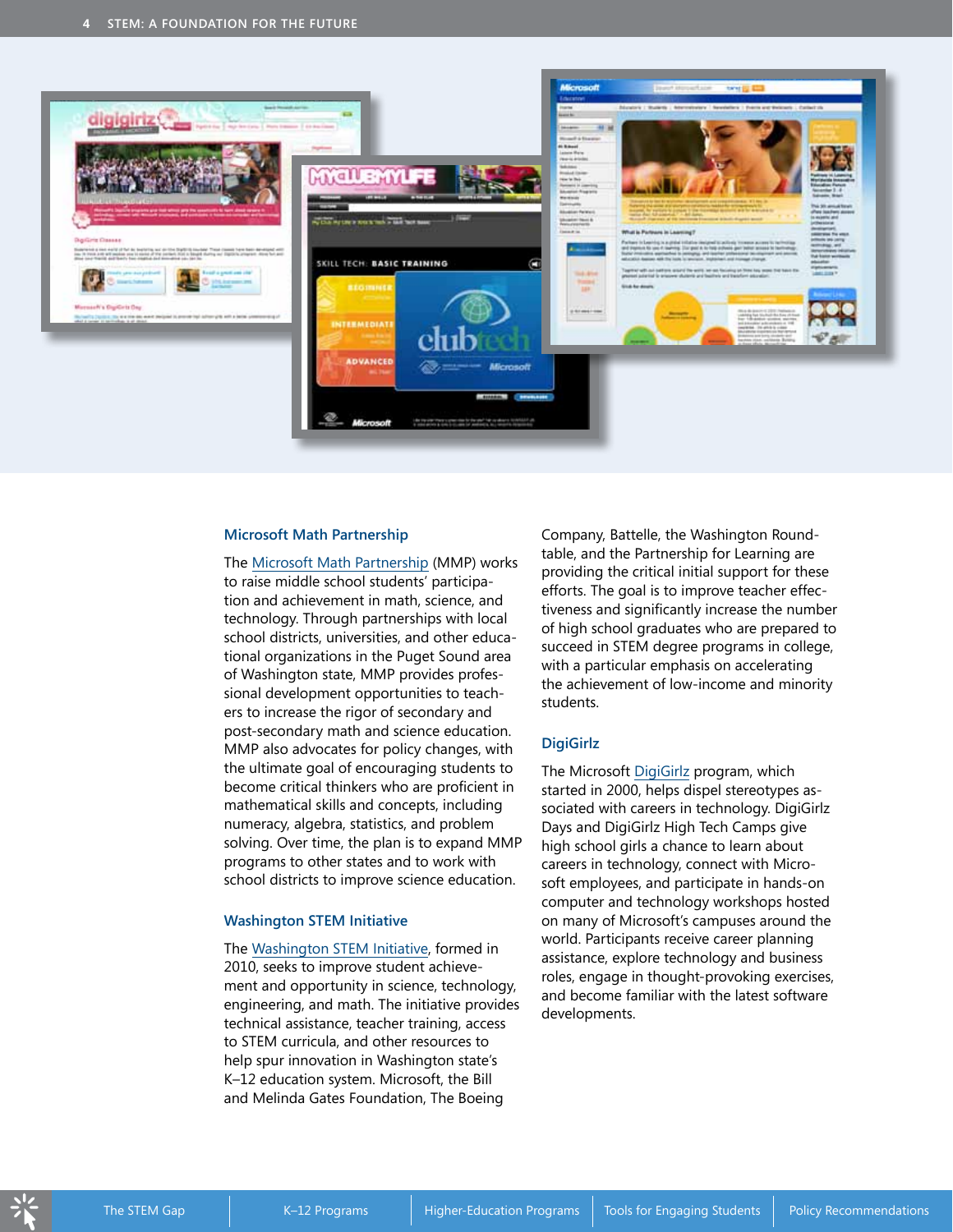## Microsoft Math Partnership

The Microsoft Math Partnership (MMP) works to raise middle school students' participation and achievement in math, science, and technology. Through partnerships with local school districts, universities, and other educational organizations in the Puget Sound area of Washington state, MMP provides professional development opportunities to teachers to increase the rigor of secondary and post-secondary math and science education. MMP also advocates for policy changes, with the ultimate goal of encouraging students to become critical thinkers who are proficient in mathematical skills and concepts, including numeracy, algebra, statistics, and problem solving. Over time, the plan is to expand MMP programs to other states and to work with school districts to improve science education.

## Washington STEM Initiative

The Washington STEM Initiative, formed in 2010, seeks to improve student achievement and opportunity in science, technology, engineering, and math. The initiative provides technical assistance, teacher training, access to STEM curricula, and other resources to help spur innovation in Washington state's K–12 education system. Microsoft, the Bill and Melinda Gates Foundation, The Boeing Company, Battelle, the Washington Roundtable, and the Partnership for Learning are providing the critical initial support for these efforts. The goal is to improve teacher effectiveness and significantly increase the number of high school graduates who are prepared to succeed in STEM degree programs in college, with a particular emphasis on accelerating the achievement of low-income and minority students.

## DigiGirlz

The Microsoft DigiGirlz program, which started in 2000, helps dispel stereotypes associated with careers in technology. DigiGirlz Days and DigiGirlz High Tech Camps give high school girls a chance to learn about careers in technology, connect with Microsoft employees, and participate in hands-on computer and technology workshops hosted on many of Microsoft's campuses around the world. Participants receive career planning assistance, explore technology and business roles, engage in thought-provoking exercises, and become familiar with the latest software developments.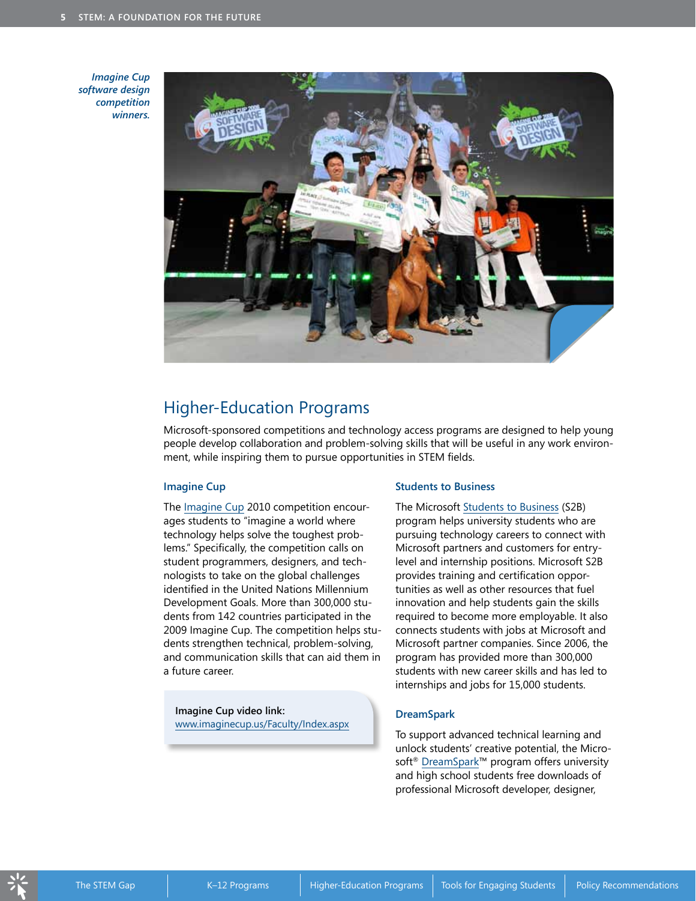*Imagine Cup software design competition winners.*

## Higher-Education Programs

Microsoft-sponsored competitions and technology access programs are designed to help young people develop collaboration and problem-solving skills that will be useful in any work environment, while inspiring them to pursue opportunities in STEM fields.

### Imagine Cup

The Imagine Cup 2010 competition encourages students to "imagine a world where technology helps solve the toughest problems." Specifically, the competition calls on student programmers, designers, and technologists to take on the global challenges identified in the United Nations Millennium Development Goals. More than 300,000 students from 142 countries participated in the 2009 Imagine Cup. The competition helps students strengthen technical, problem-solving, and communication skills that can aid them in a future career.

**Imagine Cup video link:**
www.imaginecup.us/Faculty/Index.aspx

### Students to Business

The Microsoft Students to Business (S2B) program helps university students who are pursuing technology careers to connect with Microsoft partners and customers for entry-level and internship positions. Microsoft S2B provides training and certification opportunities as well as other resources that fuel innovation and help students gain the skills required to become more employable. It also connects students with jobs at Microsoft and Microsoft partner companies. Since 2006, the program has provided more than 300,000 students with new career skills and has led to internships and jobs for 15,000 students.

### DreamSpark

To support advanced technical learning and unlock students' creative potential, the Microsoft® DreamSpark™ program offers university and high school students free downloads of professional Microsoft developer, designer,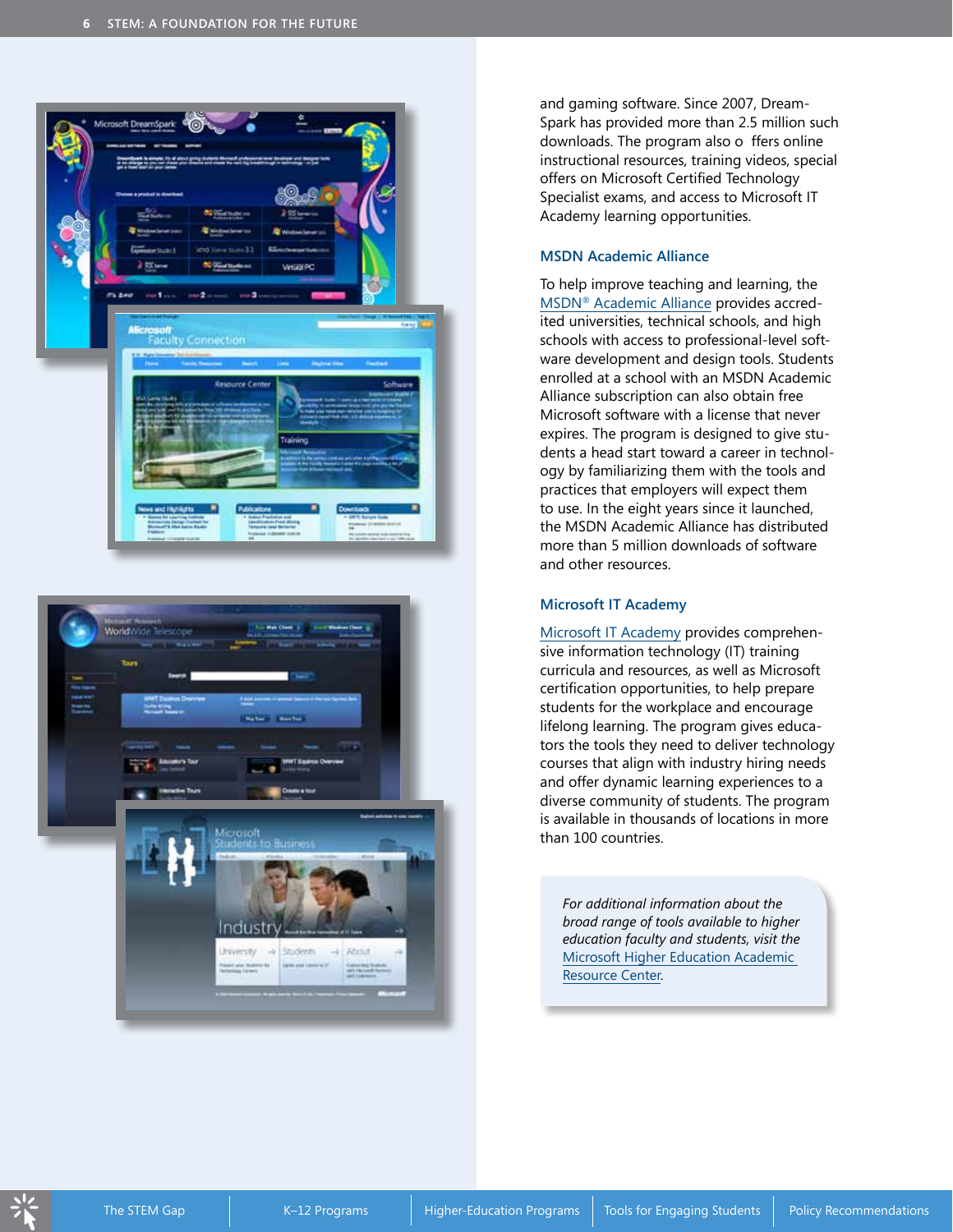and gaming software. Since 2007, DreamSpark has provided more than 2.5 million such downloads. The program also o ffers online instructional resources, training videos, special offers on Microsoft Certified Technology Specialist exams, and access to Microsoft IT Academy learning opportunities.

### MSDN Academic Alliance

To help improve teaching and learning, the MSDN® Academic Alliance provides accredited universities, technical schools, and high schools with access to professional-level software development and design tools. Students enrolled at a school with an MSDN Academic Alliance subscription can also obtain free Microsoft software with a license that never expires. The program is designed to give students a head start toward a career in technology by familiarizing them with the tools and practices that employers will expect them to use. In the eight years since it launched, the MSDN Academic Alliance has distributed more than 5 million downloads of software and other resources.

### Microsoft IT Academy

Microsoft IT Academy provides comprehensive information technology (IT) training curricula and resources, as well as Microsoft certification opportunities, to help prepare students for the workplace and encourage lifelong learning. The program gives educators the tools they need to deliver technology courses that align with industry hiring needs and offer dynamic learning experiences to a diverse community of students. The program is available in thousands of locations in more than 100 countries.

*For additional information about the broad range of tools available to higher education faculty and students, visit the Microsoft Higher Education Academic Resource Center.*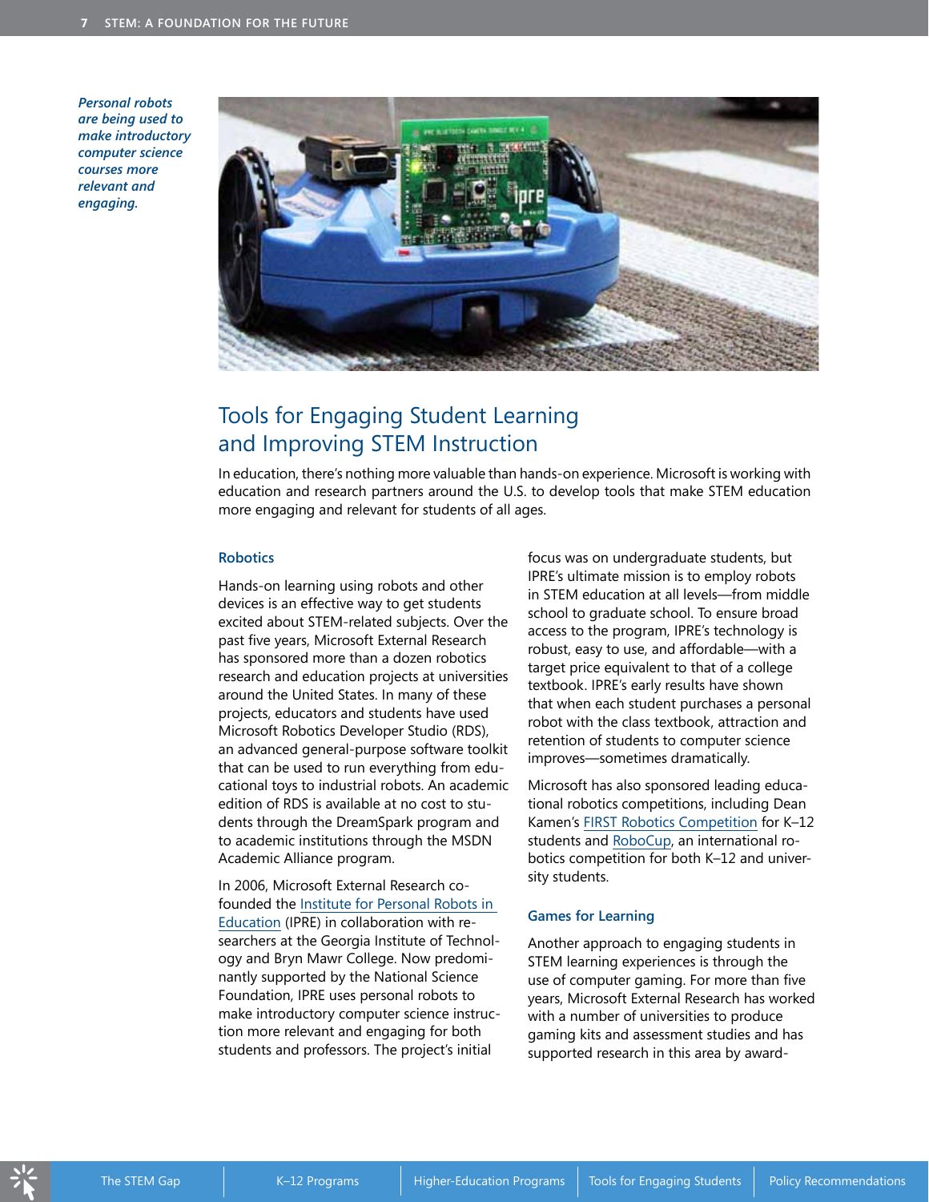*Personal robots are being used to make introductory computer science courses more relevant and engaging.*

## Tools for Engaging Student Learning and Improving STEM Instruction

In education, there's nothing more valuable than hands-on experience. Microsoft is working with education and research partners around the U.S. to develop tools that make STEM education more engaging and relevant for students of all ages.

### Robotics

Hands-on learning using robots and other devices is an effective way to get students excited about STEM-related subjects. Over the past five years, Microsoft External Research has sponsored more than a dozen robotics research and education projects at universities around the United States. In many of these projects, educators and students have used Microsoft Robotics Developer Studio (RDS), an advanced general-purpose software toolkit that can be used to run everything from educational toys to industrial robots. An academic edition of RDS is available at no cost to students through the DreamSpark program and to academic institutions through the MSDN Academic Alliance program.

In 2006, Microsoft External Research co-founded the Institute for Personal Robots in Education (IPRE) in collaboration with researchers at the Georgia Institute of Technology and Bryn Mawr College. Now predominantly supported by the National Science Foundation, IPRE uses personal robots to make introductory computer science instruction more relevant and engaging for both students and professors. The project's initial focus was on undergraduate students, but IPRE's ultimate mission is to employ robots in STEM education at all levels—from middle school to graduate school. To ensure broad access to the program, IPRE's technology is robust, easy to use, and affordable—with a target price equivalent to that of a college textbook. IPRE's early results have shown that when each student purchases a personal robot with the class textbook, attraction and retention of students to computer science improves—sometimes dramatically.

Microsoft has also sponsored leading educational robotics competitions, including Dean Kamen's FIRST Robotics Competition for K–12 students and RoboCup, an international robotics competition for both K–12 and university students.

### Games for Learning

Another approach to engaging students in STEM learning experiences is through the use of computer gaming. For more than five years, Microsoft External Research has worked with a number of universities to produce gaming kits and assessment studies and has supported research in this area by award-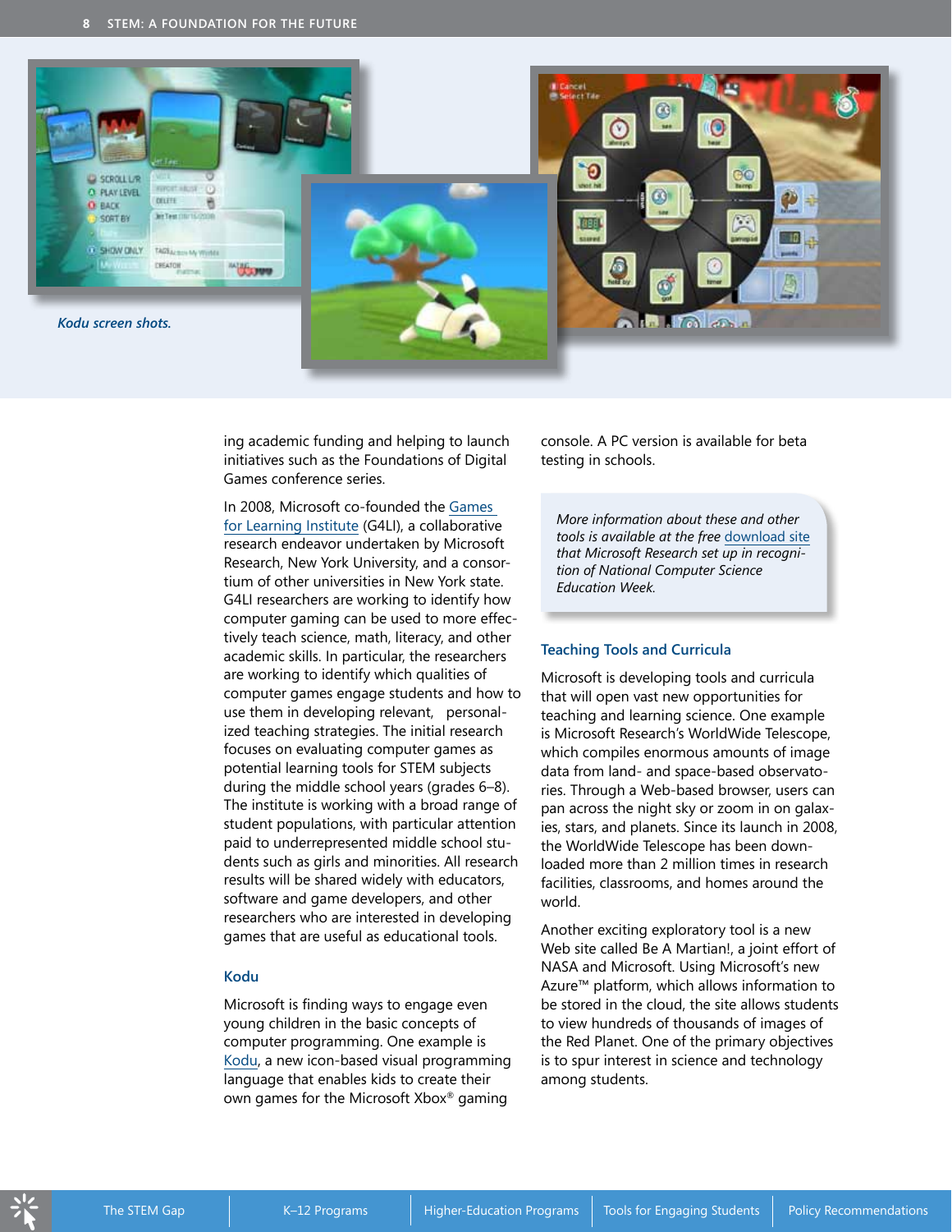*Kodu screen shots.*

ing academic funding and helping to launch initiatives such as the Foundations of Digital Games conference series.

In 2008, Microsoft co-founded the Games for Learning Institute (G4LI), a collaborative research endeavor undertaken by Microsoft Research, New York University, and a consortium of other universities in New York state. G4LI researchers are working to identify how computer gaming can be used to more effectively teach science, math, literacy, and other academic skills. In particular, the researchers are working to identify which qualities of computer games engage students and how to use them in developing relevant, personalized teaching strategies. The initial research focuses on evaluating computer games as potential learning tools for STEM subjects during the middle school years (grades 6–8). The institute is working with a broad range of student populations, with particular attention paid to underrepresented middle school students such as girls and minorities. All research results will be shared widely with educators, software and game developers, and other researchers who are interested in developing games that are useful as educational tools.

### Kodu

Microsoft is finding ways to engage even young children in the basic concepts of computer programming. One example is Kodu, a new icon-based visual programming language that enables kids to create their own games for the Microsoft Xbox® gaming console. A PC version is available for beta testing in schools.

*More information about these and other tools is available at the free download site that Microsoft Research set up in recognition of National Computer Science Education Week.*

### Teaching Tools and Curricula

Microsoft is developing tools and curricula that will open vast new opportunities for teaching and learning science. One example is Microsoft Research's WorldWide Telescope, which compiles enormous amounts of image data from land- and space-based observatories. Through a Web-based browser, users can pan across the night sky or zoom in on galaxies, stars, and planets. Since its launch in 2008, the WorldWide Telescope has been downloaded more than 2 million times in research facilities, classrooms, and homes around the world.

Another exciting exploratory tool is a new Web site called Be A Martian!, a joint effort of NASA and Microsoft. Using Microsoft's new Azure™ platform, which allows information to be stored in the cloud, the site allows students to view hundreds of thousands of images of the Red Planet. One of the primary objectives is to spur interest in science and technology among students.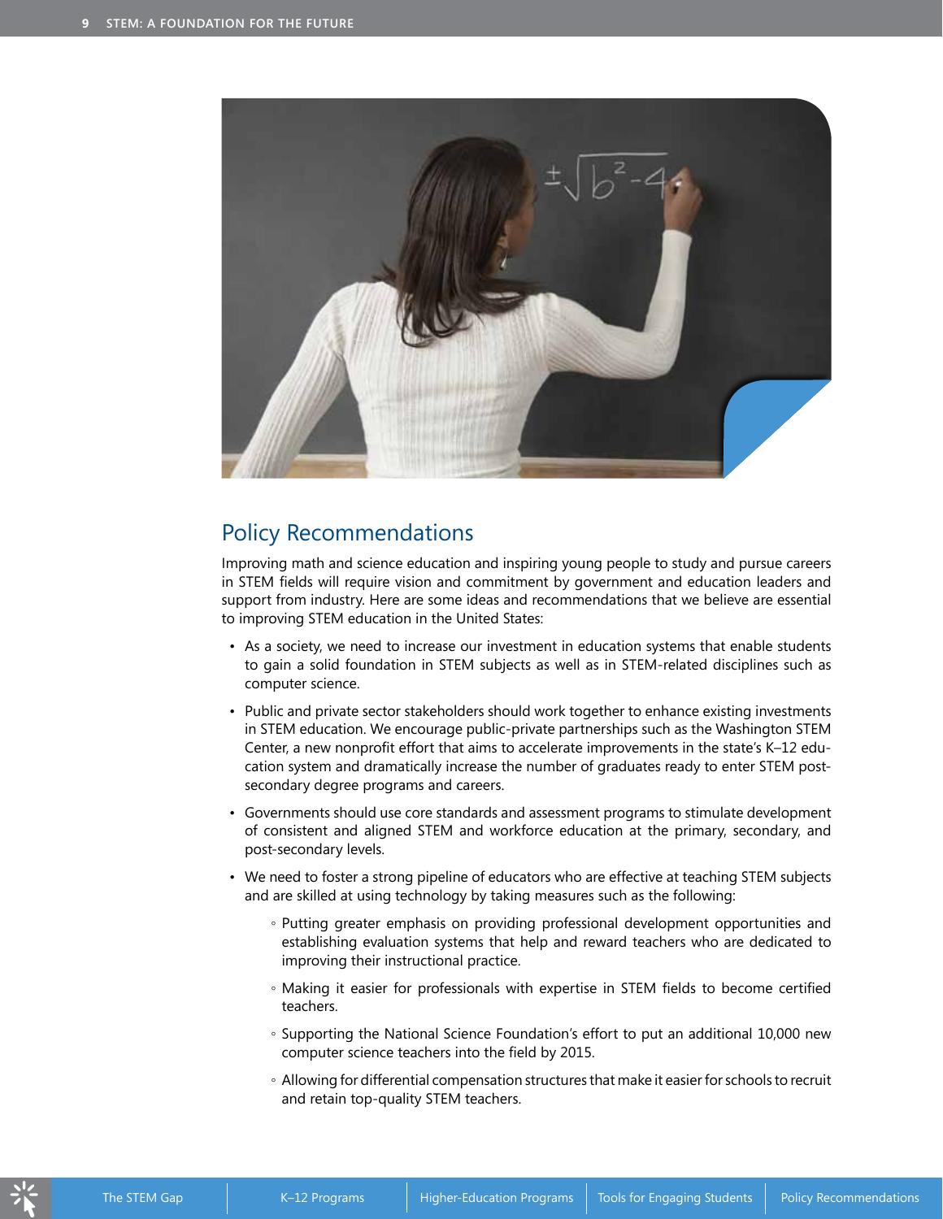## Policy Recommendations

Improving math and science education and inspiring young people to study and pursue careers in STEM fields will require vision and commitment by government and education leaders and support from industry. Here are some ideas and recommendations that we believe are essential to improving STEM education in the United States:

- As a society, we need to increase our investment in education systems that enable students to gain a solid foundation in STEM subjects as well as in STEM-related disciplines such as computer science.
- Public and private sector stakeholders should work together to enhance existing investments in STEM education. We encourage public-private partnerships such as the Washington STEM Center, a new nonprofit effort that aims to accelerate improvements in the state's K–12 education system and dramatically increase the number of graduates ready to enter STEM post-secondary degree programs and careers.
- Governments should use core standards and assessment programs to stimulate development of consistent and aligned STEM and workforce education at the primary, secondary, and post-secondary levels.
- We need to foster a strong pipeline of educators who are effective at teaching STEM subjects and are skilled at using technology by taking measures such as the following:
  - Putting greater emphasis on providing professional development opportunities and establishing evaluation systems that help and reward teachers who are dedicated to improving their instructional practice.
  - Making it easier for professionals with expertise in STEM fields to become certified teachers.
  - Supporting the National Science Foundation's effort to put an additional 10,000 new computer science teachers into the field by 2015.
  - Allowing for differential compensation structures that make it easier for schools to recruit and retain top-quality STEM teachers.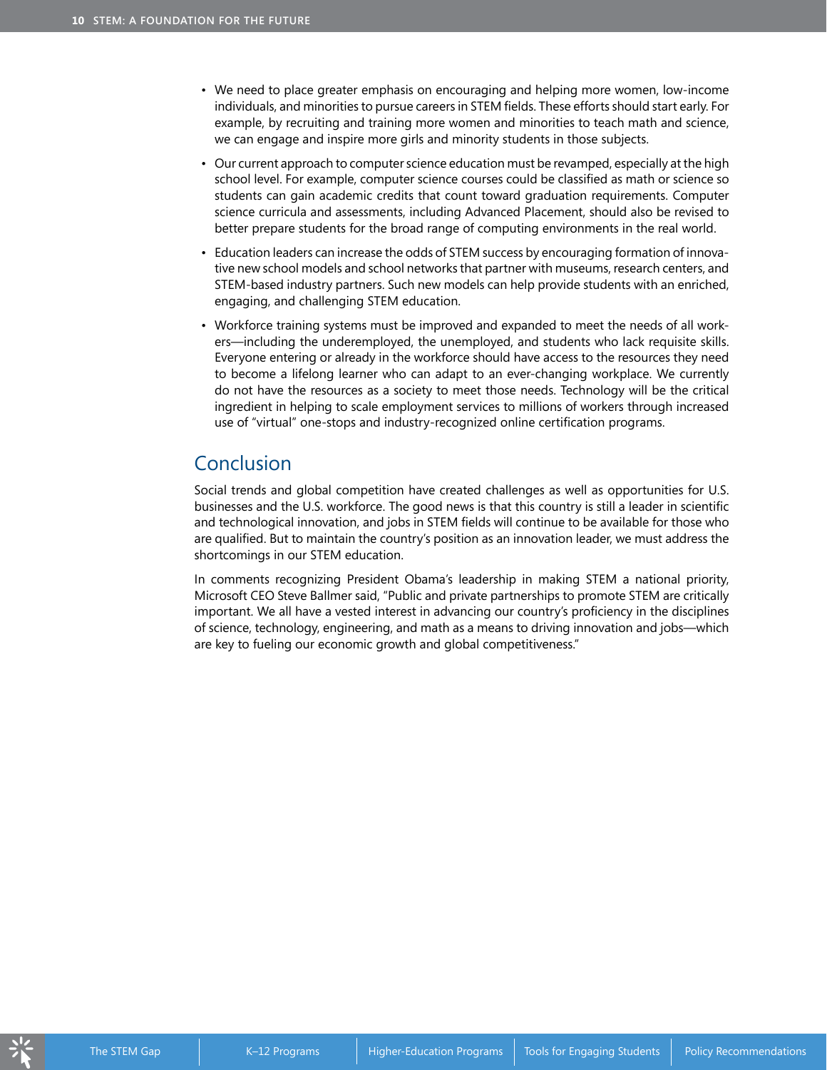- We need to place greater emphasis on encouraging and helping more women, low-income individuals, and minorities to pursue careers in STEM fields. These efforts should start early. For example, by recruiting and training more women and minorities to teach math and science, we can engage and inspire more girls and minority students in those subjects.
- Our current approach to computer science education must be revamped, especially at the high school level. For example, computer science courses could be classified as math or science so students can gain academic credits that count toward graduation requirements. Computer science curricula and assessments, including Advanced Placement, should also be revised to better prepare students for the broad range of computing environments in the real world.
- Education leaders can increase the odds of STEM success by encouraging formation of innovative new school models and school networks that partner with museums, research centers, and STEM-based industry partners. Such new models can help provide students with an enriched, engaging, and challenging STEM education.
- Workforce training systems must be improved and expanded to meet the needs of all workers—including the underemployed, the unemployed, and students who lack requisite skills. Everyone entering or already in the workforce should have access to the resources they need to become a lifelong learner who can adapt to an ever-changing workplace. We currently do not have the resources as a society to meet those needs. Technology will be the critical ingredient in helping to scale employment services to millions of workers through increased use of "virtual" one-stops and industry-recognized online certification programs.

## Conclusion

Social trends and global competition have created challenges as well as opportunities for U.S. businesses and the U.S. workforce. The good news is that this country is still a leader in scientific and technological innovation, and jobs in STEM fields will continue to be available for those who are qualified. But to maintain the country's position as an innovation leader, we must address the shortcomings in our STEM education.

In comments recognizing President Obama's leadership in making STEM a national priority, Microsoft CEO Steve Ballmer said, "Public and private partnerships to promote STEM are critically important. We all have a vested interest in advancing our country's proficiency in the disciplines of science, technology, engineering, and math as a means to driving innovation and jobs—which are key to fueling our economic growth and global competitiveness."